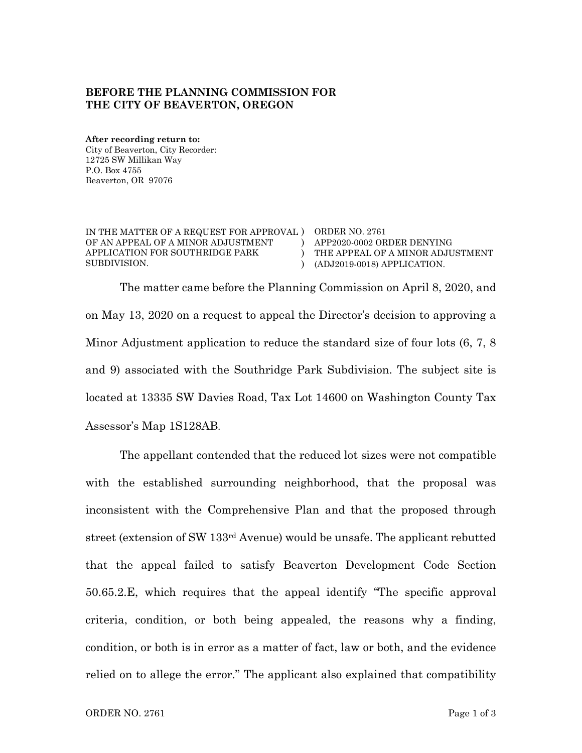**BEFORE THE PLANNING COMMISSION FOR THE CITY OF BEAVERTON, OREGON**

**After recording return to:**
City of Beaverton, City Recorder:
12725 SW Millikan Way
P.O. Box 4755
Beaverton, OR 97076

| | |
|---|---|
| IN THE MATTER OF A REQUEST FOR APPROVAL OF AN APPEAL OF A MINOR ADJUSTMENT APPLICATION FOR SOUTHRIDGE PARK SUBDIVISION. | ORDER NO. 2761 APP2020-0002 ORDER DENYING THE APPEAL OF A MINOR ADJUSTMENT (ADJ2019-0018) APPLICATION. |

The matter came before the Planning Commission on April 8, 2020, and on May 13, 2020 on a request to appeal the Director's decision to approving a Minor Adjustment application to reduce the standard size of four lots (6, 7, 8 and 9) associated with the Southridge Park Subdivision. The subject site is located at 13335 SW Davies Road, Tax Lot 14600 on Washington County Tax Assessor's Map 1S128AB.

The appellant contended that the reduced lot sizes were not compatible with the established surrounding neighborhood, that the proposal was inconsistent with the Comprehensive Plan and that the proposed through street (extension of SW 133rd Avenue) would be unsafe. The applicant rebutted that the appeal failed to satisfy Beaverton Development Code Section 50.65.2.E, which requires that the appeal identify "The specific approval criteria, condition, or both being appealed, the reasons why a finding, condition, or both is in error as a matter of fact, law or both, and the evidence relied on to allege the error." The applicant also explained that compatibility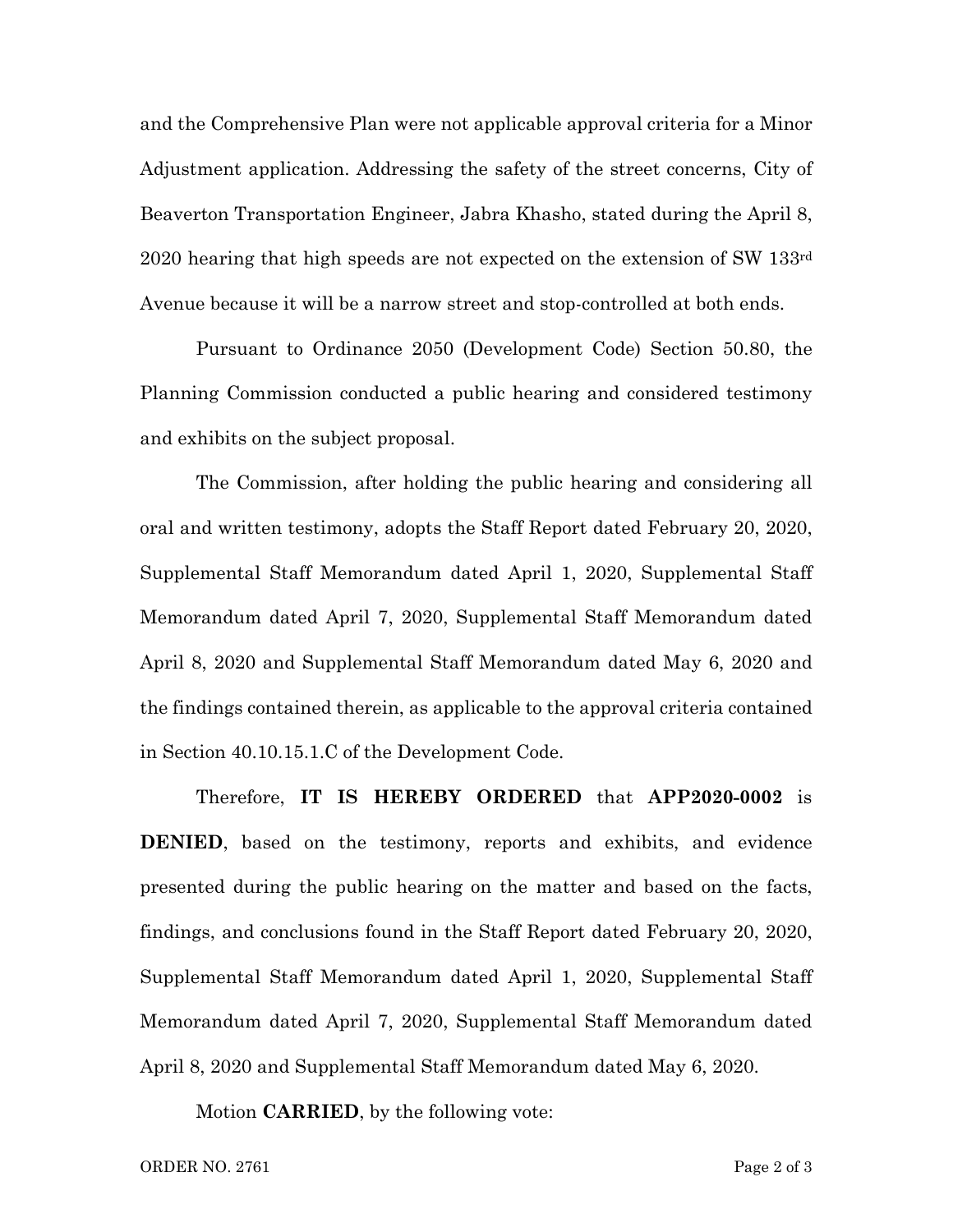and the Comprehensive Plan were not applicable approval criteria for a Minor Adjustment application. Addressing the safety of the street concerns, City of Beaverton Transportation Engineer, Jabra Khasho, stated during the April 8, 2020 hearing that high speeds are not expected on the extension of SW 133rd Avenue because it will be a narrow street and stop-controlled at both ends.

Pursuant to Ordinance 2050 (Development Code) Section 50.80, the Planning Commission conducted a public hearing and considered testimony and exhibits on the subject proposal.

The Commission, after holding the public hearing and considering all oral and written testimony, adopts the Staff Report dated February 20, 2020, Supplemental Staff Memorandum dated April 1, 2020, Supplemental Staff Memorandum dated April 7, 2020, Supplemental Staff Memorandum dated April 8, 2020 and Supplemental Staff Memorandum dated May 6, 2020 and the findings contained therein, as applicable to the approval criteria contained in Section 40.10.15.1.C of the Development Code.

Therefore, **IT IS HEREBY ORDERED** that **APP2020-0002** is **DENIED**, based on the testimony, reports and exhibits, and evidence presented during the public hearing on the matter and based on the facts, findings, and conclusions found in the Staff Report dated February 20, 2020, Supplemental Staff Memorandum dated April 1, 2020, Supplemental Staff Memorandum dated April 7, 2020, Supplemental Staff Memorandum dated April 8, 2020 and Supplemental Staff Memorandum dated May 6, 2020.

Motion **CARRIED**, by the following vote:

ORDER NO. 2761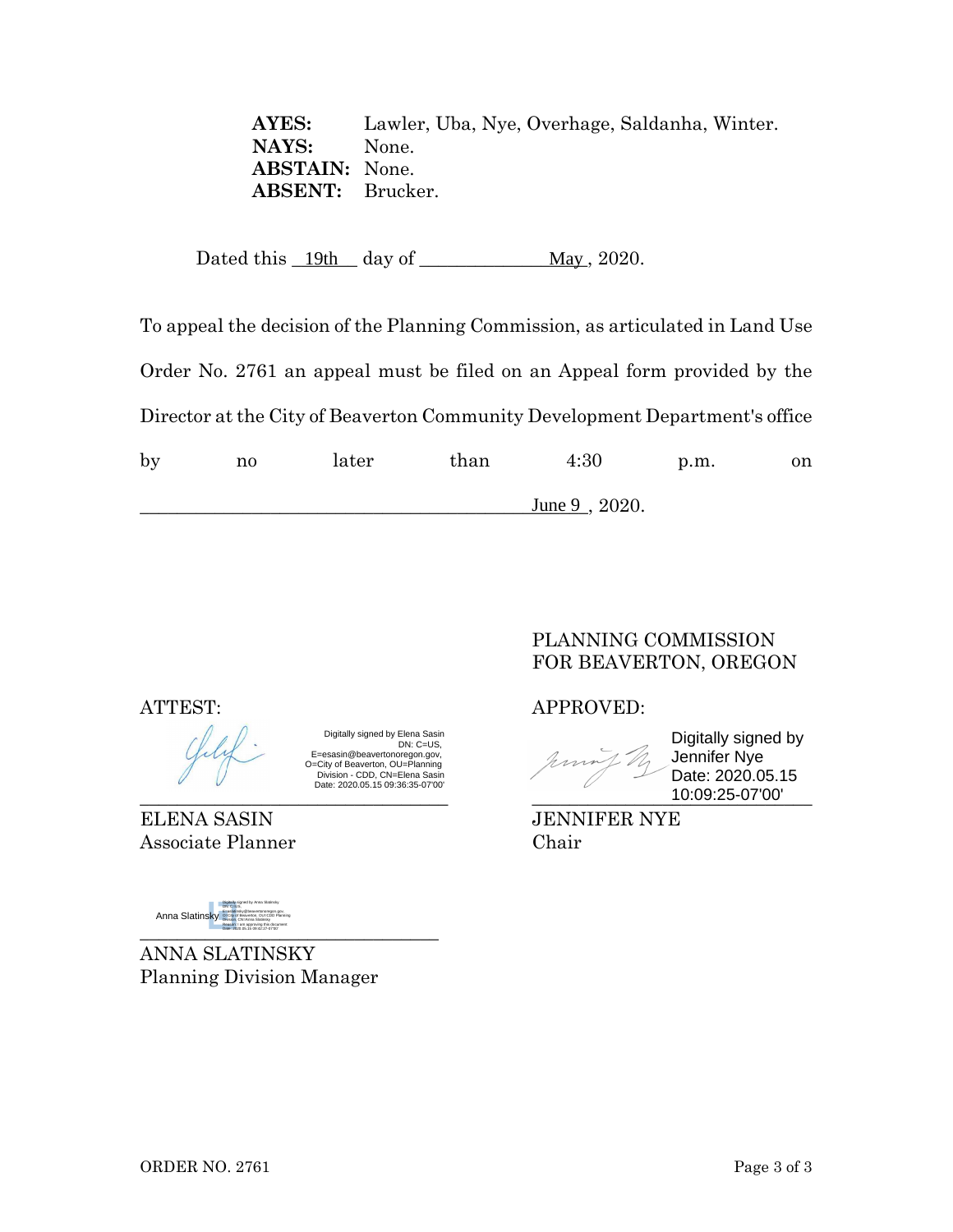**AYES:** Lawler, Uba, Nye, Overhage, Saldanha, Winter.
**NAYS:** None.
**ABSTAIN:** None.
**ABSENT:** Brucker.

Dated this 19th day of May, 2020.

To appeal the decision of the Planning Commission, as articulated in Land Use Order No. 2761 an appeal must be filed on an Appeal form provided by the Director at the City of Beaverton Community Development Department's office by no later than 4:30 p.m. on June 9, 2020.

PLANNING COMMISSION
FOR BEAVERTON, OREGON

ATTEST:

Digitally signed by Elena Sasin
DN: C=US, E=esasin@beavertonoregon.gov, O=City of Beaverton, OU=Planning Division - CDD, CN=Elena Sasin
Date: 2020.05.15 09:36:35-07'00'

ELENA SASIN
Associate Planner

APPROVED:

Digitally signed by Jennifer Nye
Date: 2020.05.15 10:09:25-07'00'

JENNIFER NYE
Chair

Anna Slatinsky

ANNA SLATINSKY
Planning Division Manager